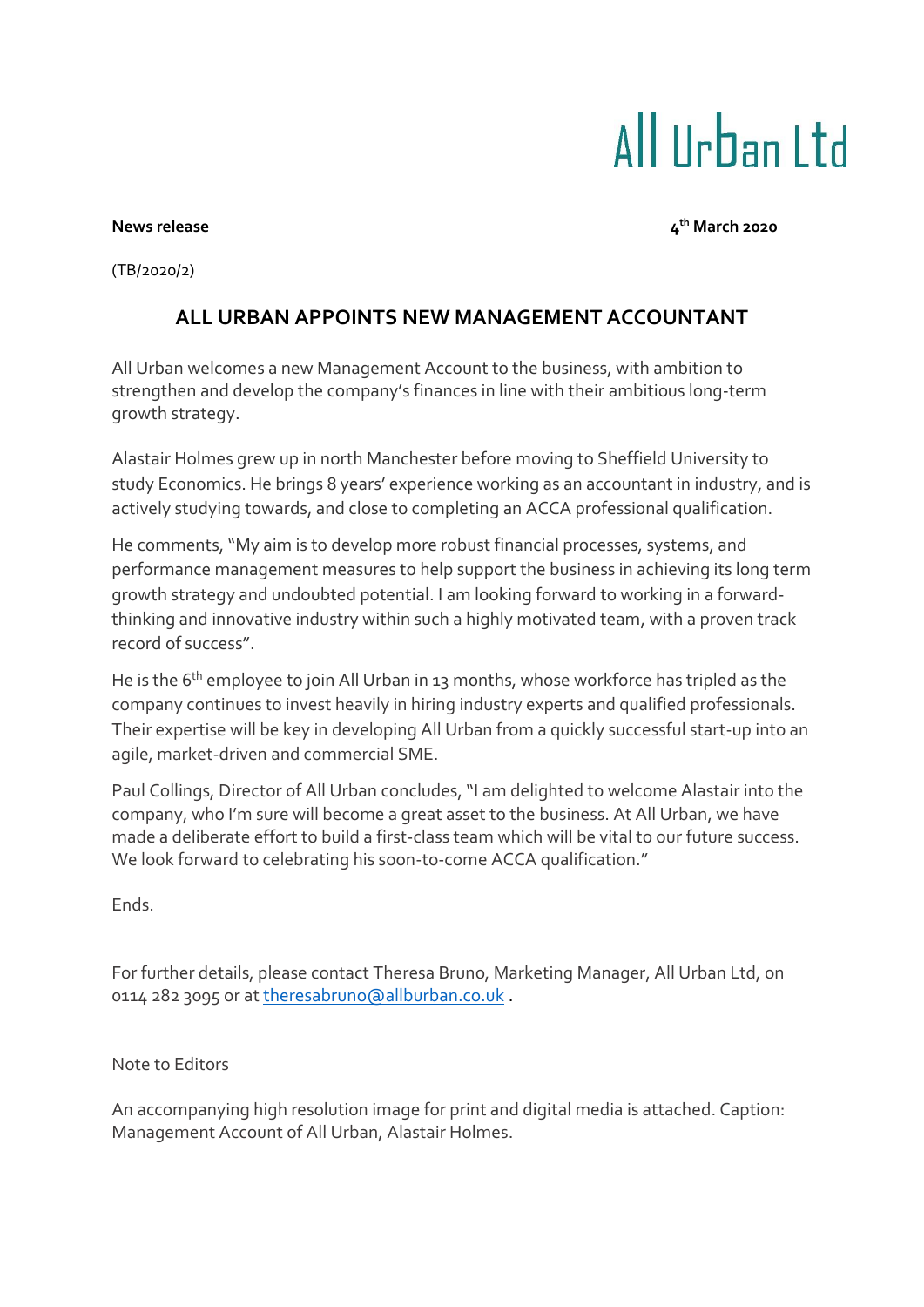All Urban Ltd

**News release** **4th March 2020**

(TB/2020/2)

## ALL URBAN APPOINTS NEW MANAGEMENT ACCOUNTANT

All Urban welcomes a new Management Account to the business, with ambition to strengthen and develop the company's finances in line with their ambitious long-term growth strategy.

Alastair Holmes grew up in north Manchester before moving to Sheffield University to study Economics. He brings 8 years' experience working as an accountant in industry, and is actively studying towards, and close to completing an ACCA professional qualification.

He comments, "My aim is to develop more robust financial processes, systems, and performance management measures to help support the business in achieving its long term growth strategy and undoubted potential. I am looking forward to working in a forward-thinking and innovative industry within such a highly motivated team, with a proven track record of success".

He is the 6th employee to join All Urban in 13 months, whose workforce has tripled as the company continues to invest heavily in hiring industry experts and qualified professionals. Their expertise will be key in developing All Urban from a quickly successful start-up into an agile, market-driven and commercial SME.

Paul Collings, Director of All Urban concludes, "I am delighted to welcome Alastair into the company, who I'm sure will become a great asset to the business. At All Urban, we have made a deliberate effort to build a first-class team which will be vital to our future success. We look forward to celebrating his soon-to-come ACCA qualification."

Ends.

For further details, please contact Theresa Bruno, Marketing Manager, All Urban Ltd, on 0114 282 3095 or at theresabruno@allburban.co.uk .

Note to Editors

An accompanying high resolution image for print and digital media is attached. Caption: Management Account of All Urban, Alastair Holmes.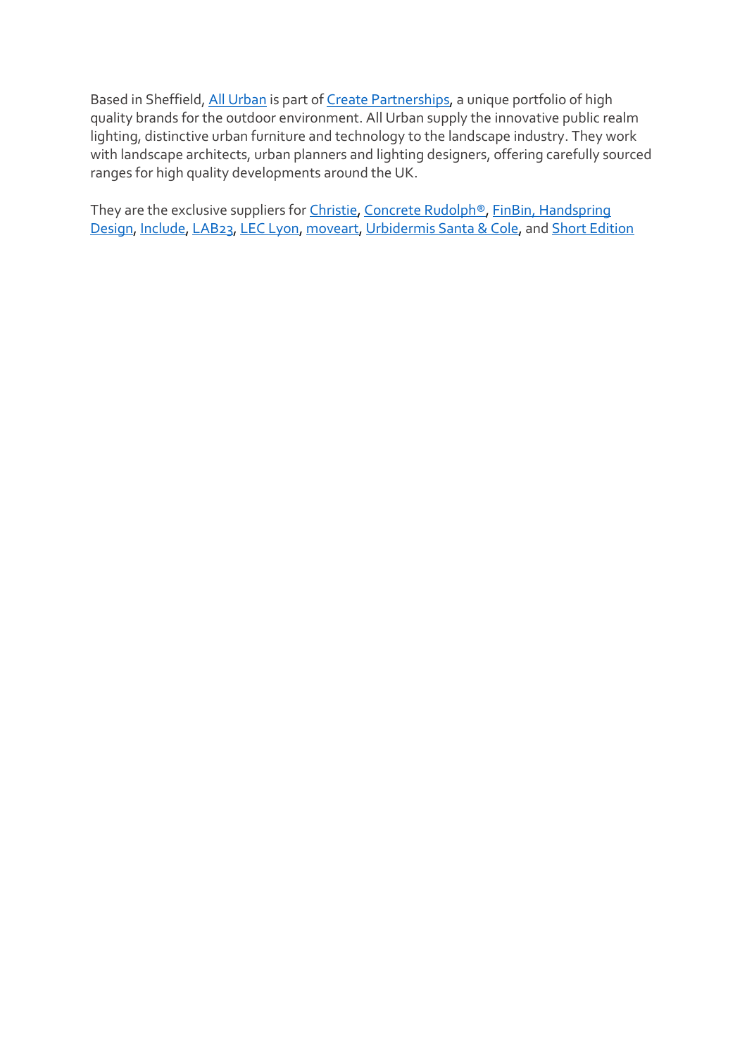Based in Sheffield, All Urban is part of Create Partnerships, a unique portfolio of high quality brands for the outdoor environment. All Urban supply the innovative public realm lighting, distinctive urban furniture and technology to the landscape industry. They work with landscape architects, urban planners and lighting designers, offering carefully sourced ranges for high quality developments around the UK.

They are the exclusive suppliers for Christie, Concrete Rudolph®, FinBin, Handspring Design, Include, LAB23, LEC Lyon, moveart, Urbidermis Santa & Cole, and Short Edition